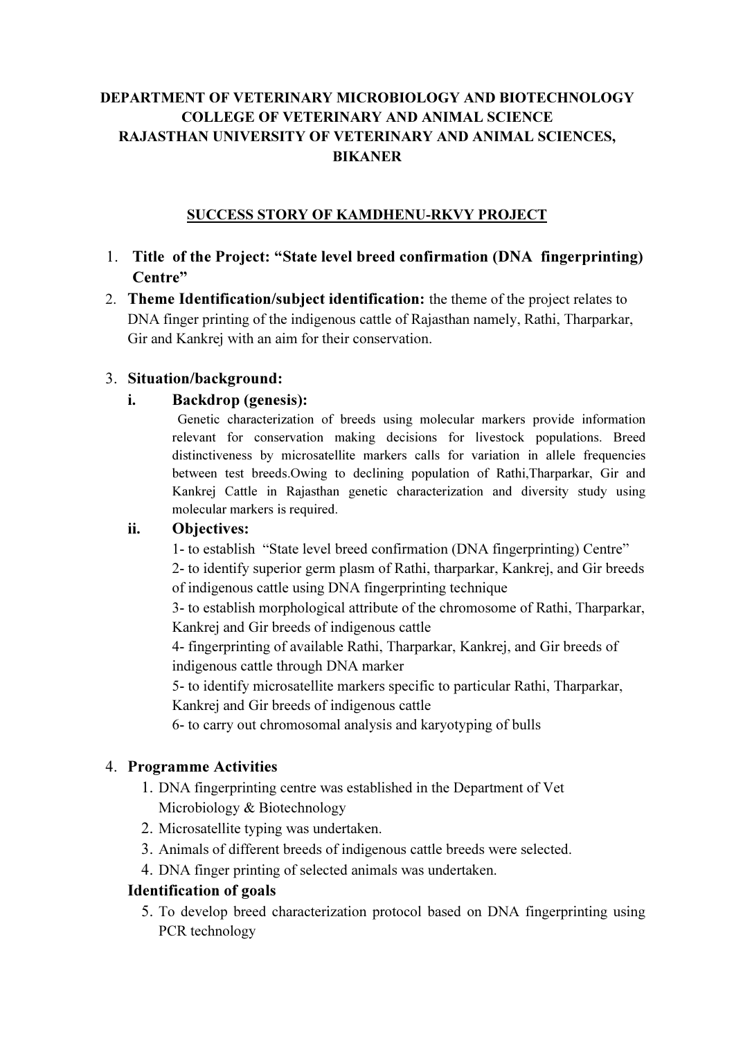# DEPARTMENT OF VETERINARY MICROBIOLOGY AND BIOTECHNOLOGY
# COLLEGE OF VETERINARY AND ANIMAL SCIENCE
# RAJASTHAN UNIVERSITY OF VETERINARY AND ANIMAL SCIENCES, BIKANER

## SUCCESS STORY OF KAMDHENU-RKVY PROJECT

1. **Title of the Project: "State level breed confirmation (DNA fingerprinting) Centre"**
2. **Theme Identification/subject identification:** the theme of the project relates to DNA finger printing of the indigenous cattle of Rajasthan namely, Rathi, Tharparkar, Gir and Kankrej with an aim for their conservation.
3. **Situation/background:**

   **i. Backdrop (genesis):**

   Genetic characterization of breeds using molecular markers provide information relevant for conservation making decisions for livestock populations. Breed distinctiveness by microsatellite markers calls for variation in allele frequencies between test breeds.Owing to declining population of Rathi,Tharparkar, Gir and Kankrej Cattle in Rajasthan genetic characterization and diversity study using molecular markers is required.

   **ii. Objectives:**

   1- to establish "State level breed confirmation (DNA fingerprinting) Centre"
   2- to identify superior germ plasm of Rathi, tharparkar, Kankrej, and Gir breeds of indigenous cattle using DNA fingerprinting technique
   3- to establish morphological attribute of the chromosome of Rathi, Tharparkar, Kankrej and Gir breeds of indigenous cattle
   4- fingerprinting of available Rathi, Tharparkar, Kankrej, and Gir breeds of indigenous cattle through DNA marker
   5- to identify microsatellite markers specific to particular Rathi, Tharparkar, Kankrej and Gir breeds of indigenous cattle
   6- to carry out chromosomal analysis and karyotyping of bulls

4. **Programme Activities**

   1. DNA fingerprinting centre was established in the Department of Vet Microbiology & Biotechnology
   2. Microsatellite typing was undertaken.
   3. Animals of different breeds of indigenous cattle breeds were selected.
   4. DNA finger printing of selected animals was undertaken.

   **Identification of goals**

   5. To develop breed characterization protocol based on DNA fingerprinting using PCR technology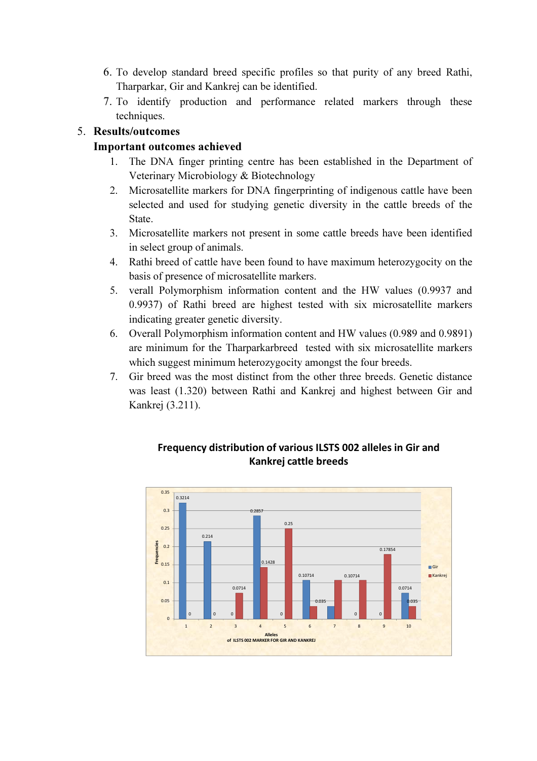6. To develop standard breed specific profiles so that purity of any breed Rathi, Tharparkar, Gir and Kankrej can be identified.
7. To identify production and performance related markers through these techniques.

5. **Results/outcomes**

**Important outcomes achieved**

1. The DNA finger printing centre has been established in the Department of Veterinary Microbiology & Biotechnology
2. Microsatellite markers for DNA fingerprinting of indigenous cattle have been selected and used for studying genetic diversity in the cattle breeds of the State.
3. Microsatellite markers not present in some cattle breeds have been identified in select group of animals.
4. Rathi breed of cattle have been found to have maximum heterozygocity on the basis of presence of microsatellite markers.
5. verall Polymorphism information content and the HW values (0.9937 and 0.9937) of Rathi breed are highest tested with six microsatellite markers indicating greater genetic diversity.
6. Overall Polymorphism information content and HW values (0.989 and 0.9891) are minimum for the Tharparkarbreed tested with six microsatellite markers which suggest minimum heterozygocity amongst the four breeds.
7. Gir breed was the most distinct from the other three breeds. Genetic distance was least (1.320) between Rathi and Kankrej and highest between Gir and Kankrej (3.211).

**Frequency distribution of various ILSTS 002 alleles in Gir and Kankrej cattle breeds**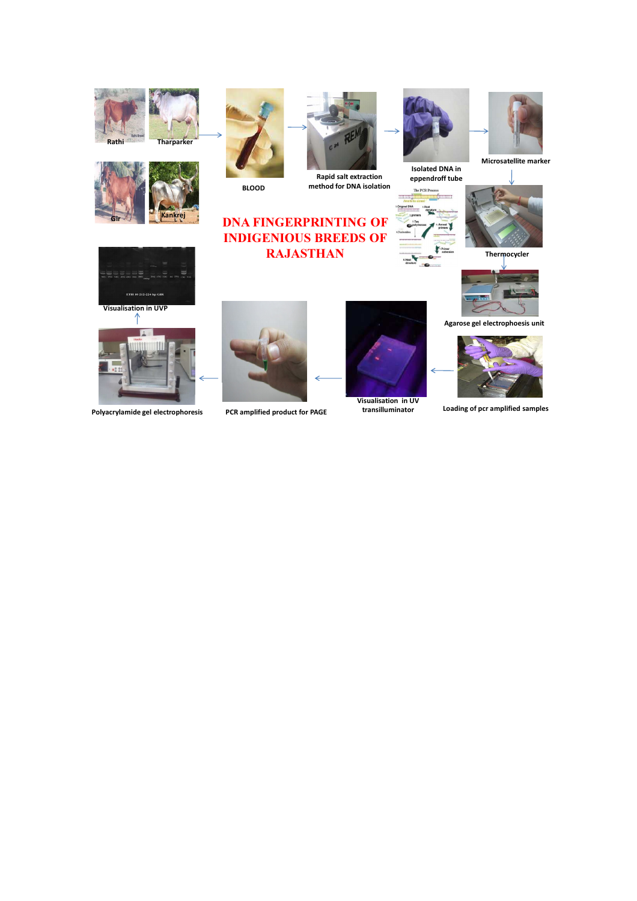Rathi

Tharparker

Gir

Kankrej

BLOOD

Rapid salt extraction method for DNA isolation

Isolated DNA in eppendroff tube

Microsatellite marker

# DNA FINGERPRINTING OF INDIGENIOUS BREEDS OF RAJASTHAN

Thermocycler

Agarose gel electrophoesis unit

Loading of pcr amplified samples

Visualisation in UV transilluminator

PCR amplified product for PAGE

Polyacrylamide gel electrophoresis

Visualisation in UVP